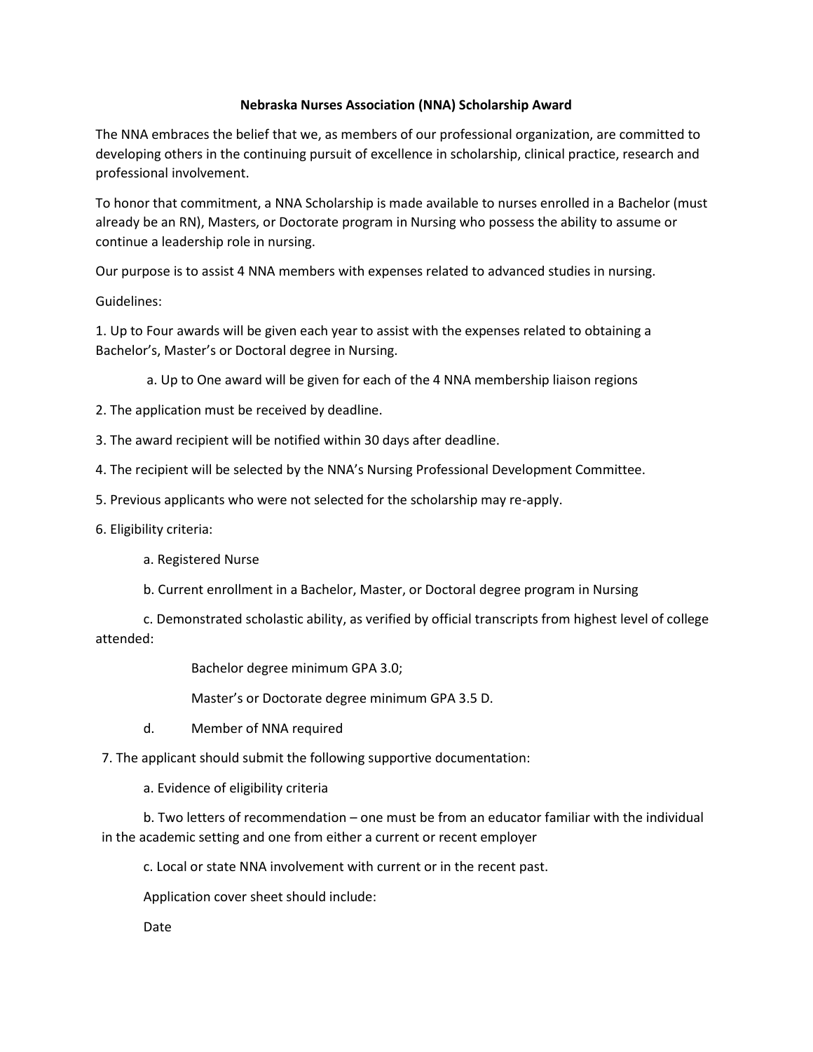# Nebraska Nurses Association (NNA) Scholarship Award

The NNA embraces the belief that we, as members of our professional organization, are committed to developing others in the continuing pursuit of excellence in scholarship, clinical practice, research and professional involvement.

To honor that commitment, a NNA Scholarship is made available to nurses enrolled in a Bachelor (must already be an RN), Masters, or Doctorate program in Nursing who possess the ability to assume or continue a leadership role in nursing.

Our purpose is to assist 4 NNA members with expenses related to advanced studies in nursing.

Guidelines:

1. Up to Four awards will be given each year to assist with the expenses related to obtaining a Bachelor's, Master's or Doctoral degree in Nursing.

    a. Up to One award will be given for each of the 4 NNA membership liaison regions

2. The application must be received by deadline.

3. The award recipient will be notified within 30 days after deadline.

4. The recipient will be selected by the NNA's Nursing Professional Development Committee.

5. Previous applicants who were not selected for the scholarship may re-apply.

6. Eligibility criteria:

    a. Registered Nurse

    b. Current enrollment in a Bachelor, Master, or Doctoral degree program in Nursing

    c. Demonstrated scholastic ability, as verified by official transcripts from highest level of college attended:

        Bachelor degree minimum GPA 3.0;

        Master's or Doctorate degree minimum GPA 3.5 D.

    d. Member of NNA required

7. The applicant should submit the following supportive documentation:

    a. Evidence of eligibility criteria

    b. Two letters of recommendation – one must be from an educator familiar with the individual in the academic setting and one from either a current or recent employer

    c. Local or state NNA involvement with current or in the recent past.

    Application cover sheet should include:

    Date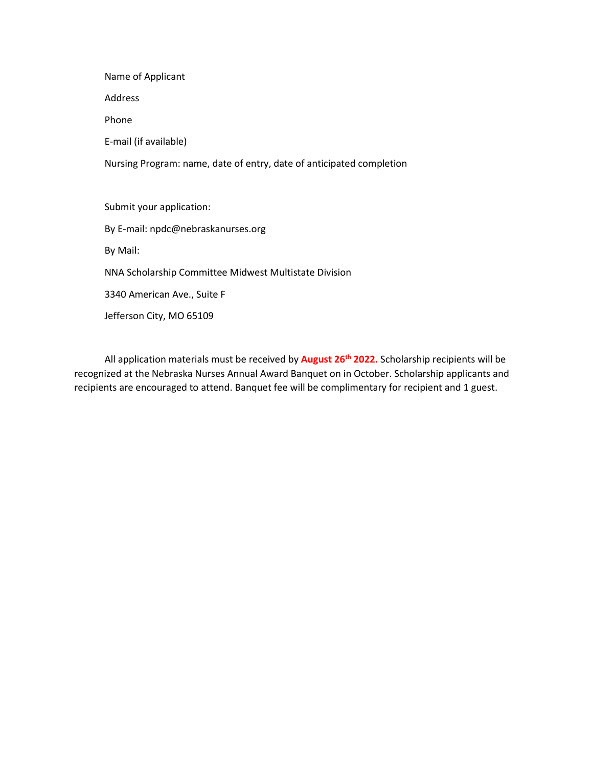Name of Applicant

Address

Phone

E-mail (if available)

Nursing Program: name, date of entry, date of anticipated completion

Submit your application:

By E-mail: npdc@nebraskanurses.org

By Mail:

NNA Scholarship Committee Midwest Multistate Division

3340 American Ave., Suite F

Jefferson City, MO 65109

All application materials must be received by **August 26th 2022.** Scholarship recipients will be recognized at the Nebraska Nurses Annual Award Banquet on in October. Scholarship applicants and recipients are encouraged to attend. Banquet fee will be complimentary for recipient and 1 guest.